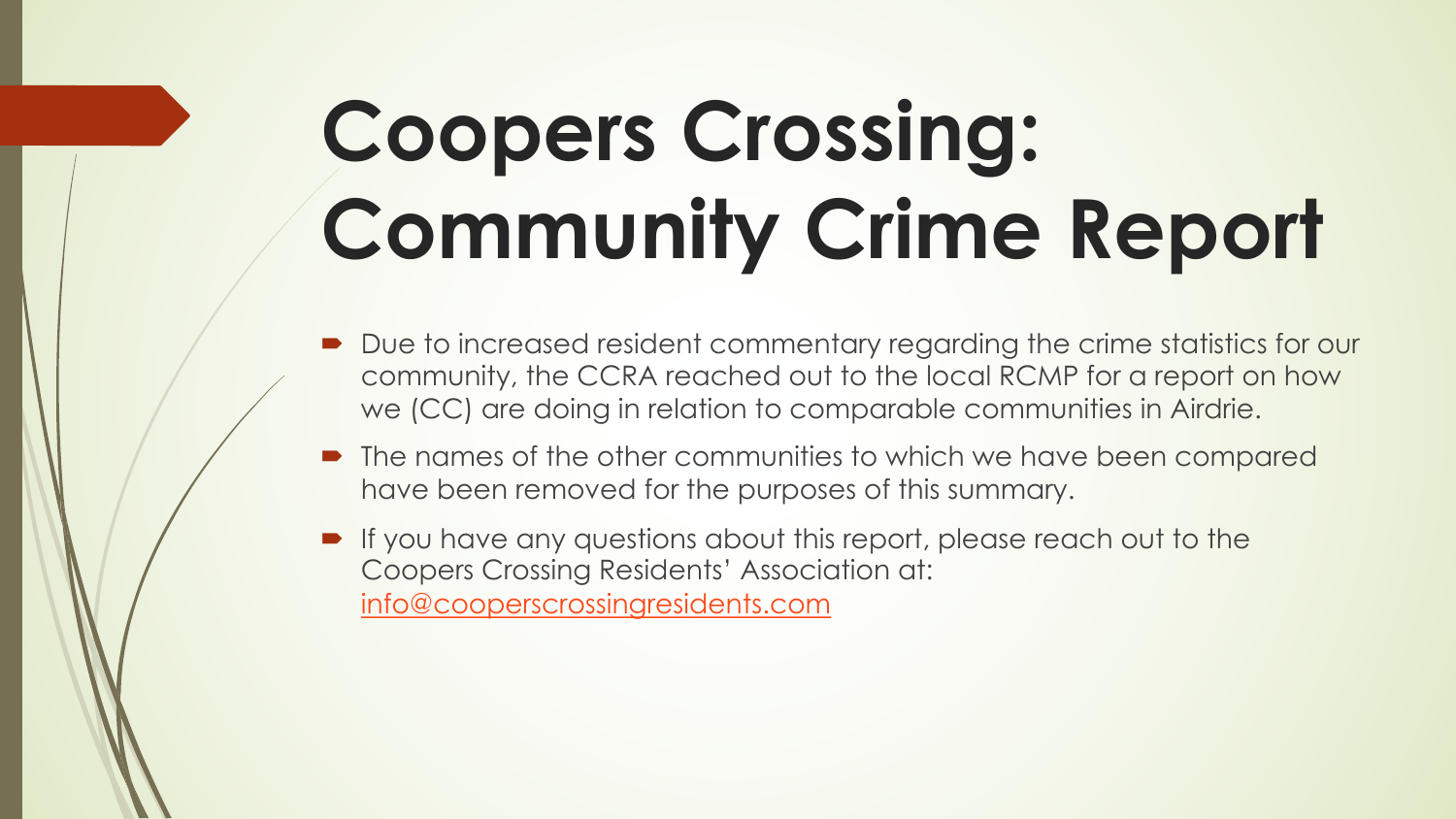# Coopers Crossing: Community Crime Report

- Due to increased resident commentary regarding the crime statistics for our community, the CCRA reached out to the local RCMP for a report on how we (CC) are doing in relation to comparable communities in Airdrie.
- The names of the other communities to which we have been compared have been removed for the purposes of this summary.
- If you have any questions about this report, please reach out to the Coopers Crossing Residents' Association at: info@cooperscrossingresidents.com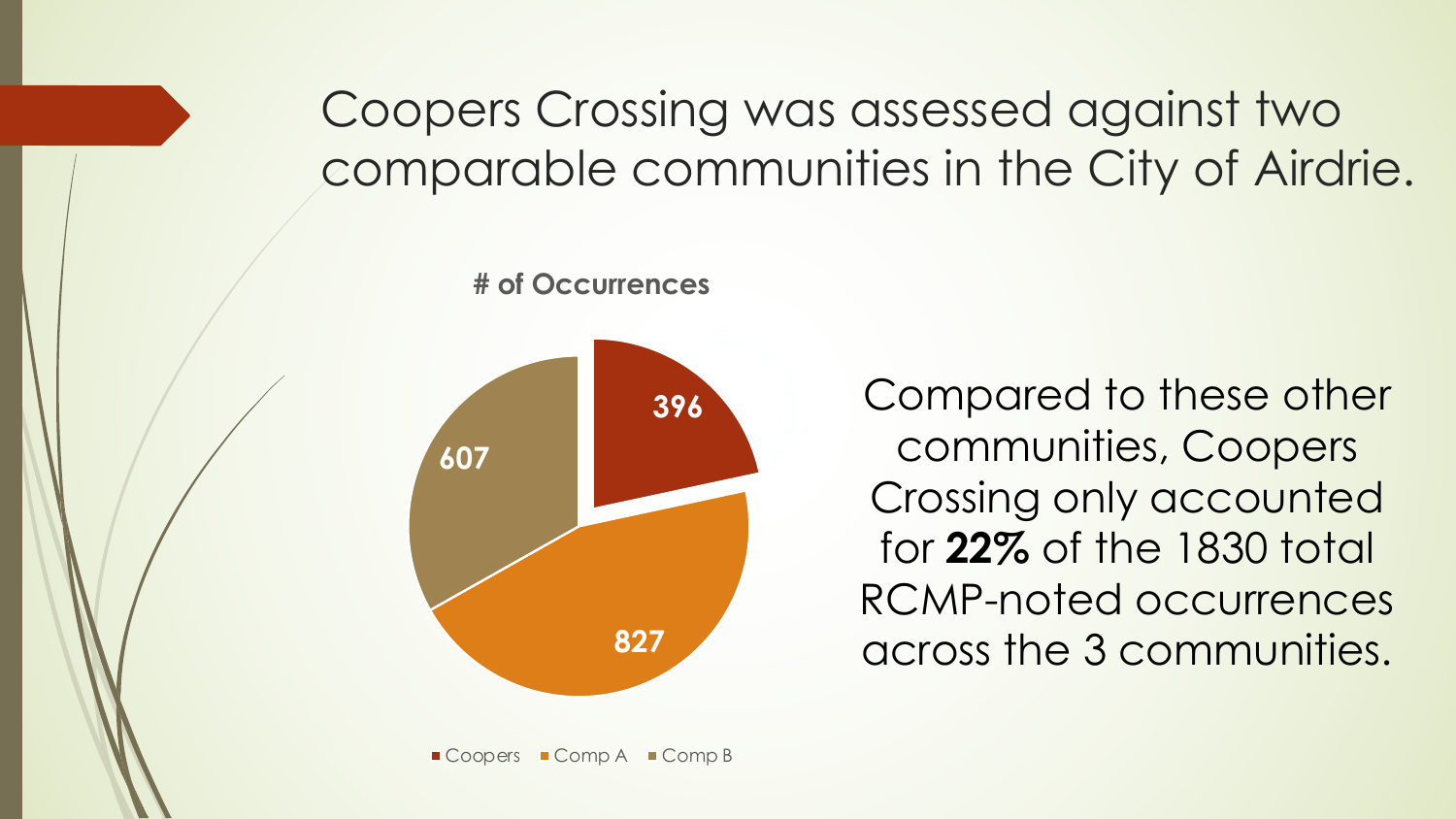# Coopers Crossing was assessed against two comparable communities in the City of Airdrie.

**# of Occurrences**

| Community | # of Occurrences |
|---|---|
| Coopers | 396 |
| Comp A | 827 |
| Comp B | 607 |

Compared to these other communities, Coopers Crossing only accounted for **22%** of the 1830 total RCMP-noted occurrences across the 3 communities.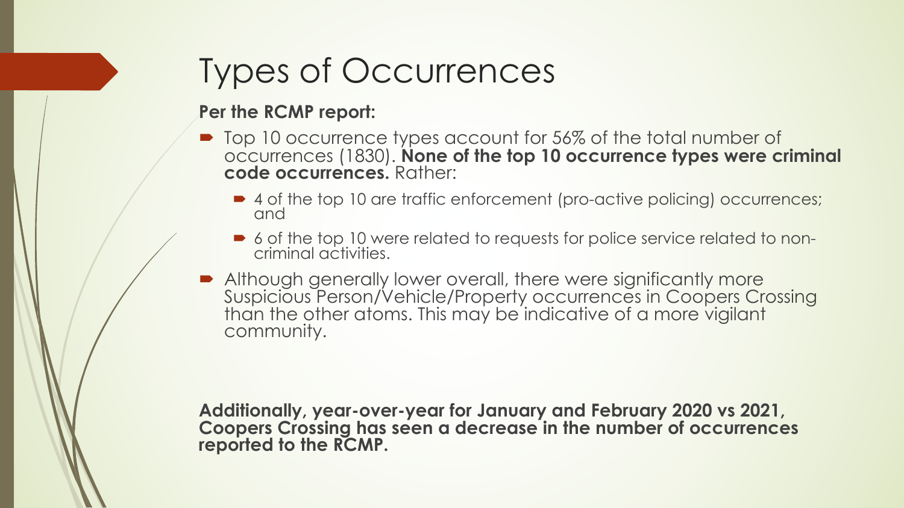# Types of Occurrences

**Per the RCMP report:**

- Top 10 occurrence types account for 56% of the total number of occurrences (1830). **None of the top 10 occurrence types were criminal code occurrences.** Rather:
  - 4 of the top 10 are traffic enforcement (pro-active policing) occurrences; and
  - 6 of the top 10 were related to requests for police service related to non-criminal activities.
- Although generally lower overall, there were significantly more Suspicious Person/Vehicle/Property occurrences in Coopers Crossing than the other atoms. This may be indicative of a more vigilant community.

**Additionally, year-over-year for January and February 2020 vs 2021, Coopers Crossing has seen a decrease in the number of occurrences reported to the RCMP.**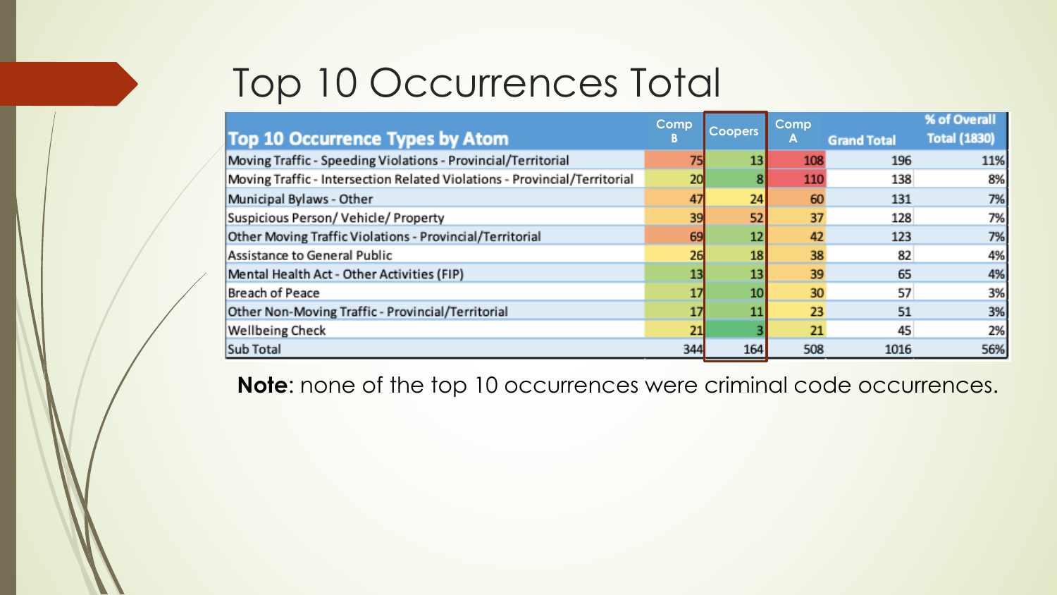# Top 10 Occurrences Total

| Top 10 Occurrence Types by Atom | Comp B | Coopers | Comp A | Grand Total | % of Overall Total (1830) |
|---|---|---|---|---|---|
| Moving Traffic - Speeding Violations - Provincial/Territorial | 75 | 13 | 108 | 196 | 11% |
| Moving Traffic - Intersection Related Violations - Provincial/Territorial | 20 | 8 | 110 | 138 | 8% |
| Municipal Bylaws - Other | 47 | 24 | 60 | 131 | 7% |
| Suspicious Person/ Vehicle/ Property | 39 | 52 | 37 | 128 | 7% |
| Other Moving Traffic Violations - Provincial/Territorial | 69 | 12 | 42 | 123 | 7% |
| Assistance to General Public | 26 | 18 | 38 | 82 | 4% |
| Mental Health Act - Other Activities (FIP) | 13 | 13 | 39 | 65 | 4% |
| Breach of Peace | 17 | 10 | 30 | 57 | 3% |
| Other Non-Moving Traffic - Provincial/Territorial | 17 | 11 | 23 | 51 | 3% |
| Wellbeing Check | 21 | 3 | 21 | 45 | 2% |
| Sub Total | 344 | 164 | 508 | 1016 | 56% |

**Note**: none of the top 10 occurrences were criminal code occurrences.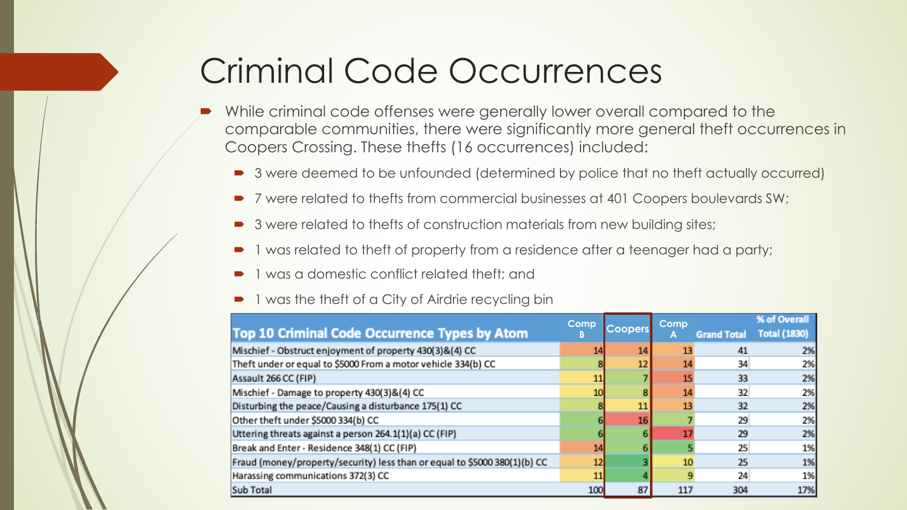# Criminal Code Occurrences

- While criminal code offenses were generally lower overall compared to the comparable communities, there were significantly more general theft occurrences in Coopers Crossing. These thefts (16 occurrences) included:
  - 3 were deemed to be unfounded (determined by police that no theft actually occurred)
  - 7 were related to thefts from commercial businesses at 401 Coopers boulevards SW;
  - 3 were related to thefts of construction materials from new building sites;
  - 1 was related to theft of property from a residence after a teenager had a party;
  - 1 was a domestic conflict related theft; and
  - 1 was the theft of a City of Airdrie recycling bin

| Top 10 Criminal Code Occurrence Types by Atom | Comp B | Coopers | Comp A | Grand Total | % of Overall Total (1830) |
|---|---|---|---|---|---|
| Mischief - Obstruct enjoyment of property 430(3)&(4) CC | 14 | 14 | 13 | 41 | 2% |
| Theft under or equal to $5000 From a motor vehicle 334(b) CC | 8 | 12 | 14 | 34 | 2% |
| Assault 266 CC (FIP) | 11 | 7 | 15 | 33 | 2% |
| Mischief - Damage to property 430(3)&(4) CC | 10 | 8 | 14 | 32 | 2% |
| Disturbing the peace/Causing a disturbance 175(1) CC | 8 | 11 | 13 | 32 | 2% |
| Other theft under $5000 334(b) CC | 6 | 16 | 7 | 29 | 2% |
| Uttering threats against a person 264.1(1)(a) CC (FIP) | 6 | 6 | 17 | 29 | 2% |
| Break and Enter - Residence 348(1) CC (FIP) | 14 | 6 | 5 | 25 | 1% |
| Fraud (money/property/security) less than or equal to $5000 380(1)(b) CC | 12 | 3 | 10 | 25 | 1% |
| Harassing communications 372(3) CC | 11 | 4 | 9 | 24 | 1% |
| Sub Total | 100 | 87 | 117 | 304 | 17% |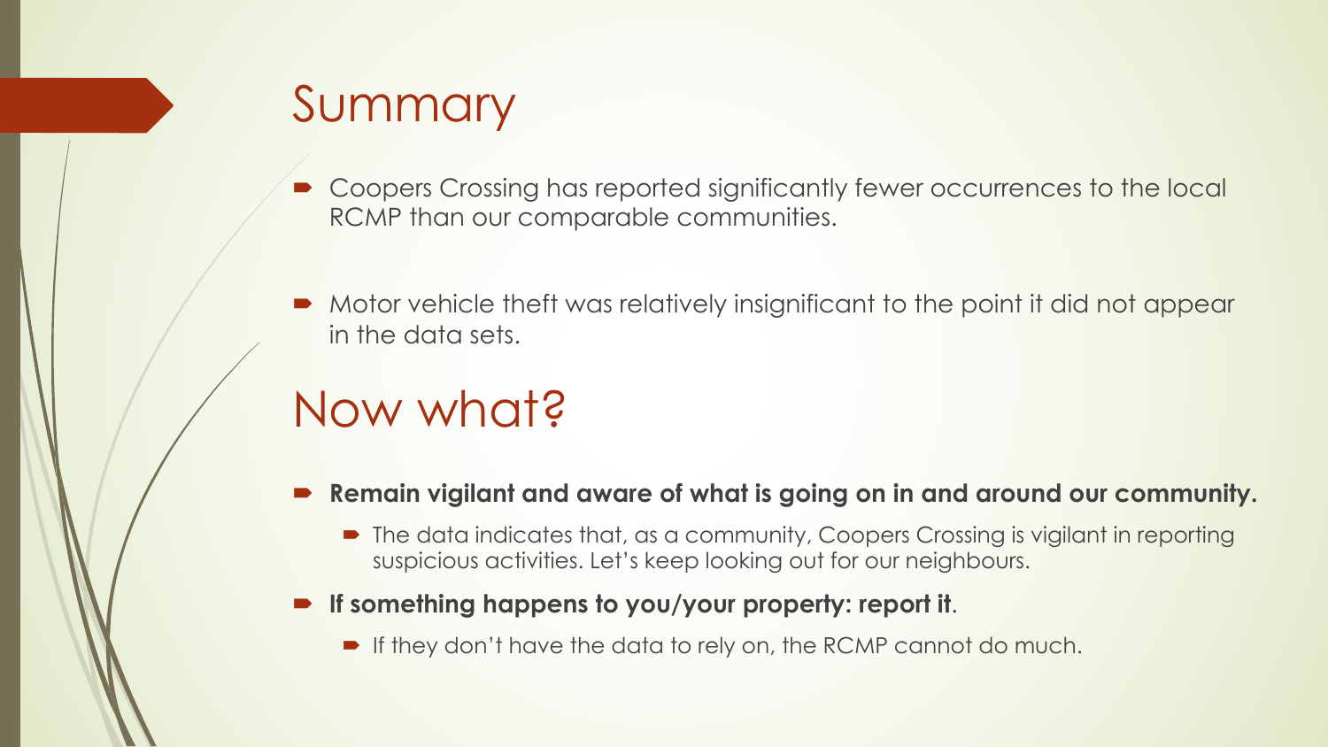# Summary

- Coopers Crossing has reported significantly fewer occurrences to the local RCMP than our comparable communities.
- Motor vehicle theft was relatively insignificant to the point it did not appear in the data sets.

# Now what?

- **Remain vigilant and aware of what is going on in and around our community.**
  - The data indicates that, as a community, Coopers Crossing is vigilant in reporting suspicious activities. Let's keep looking out for our neighbours.
- **If something happens to you/your property: report it**.
  - If they don't have the data to rely on, the RCMP cannot do much.